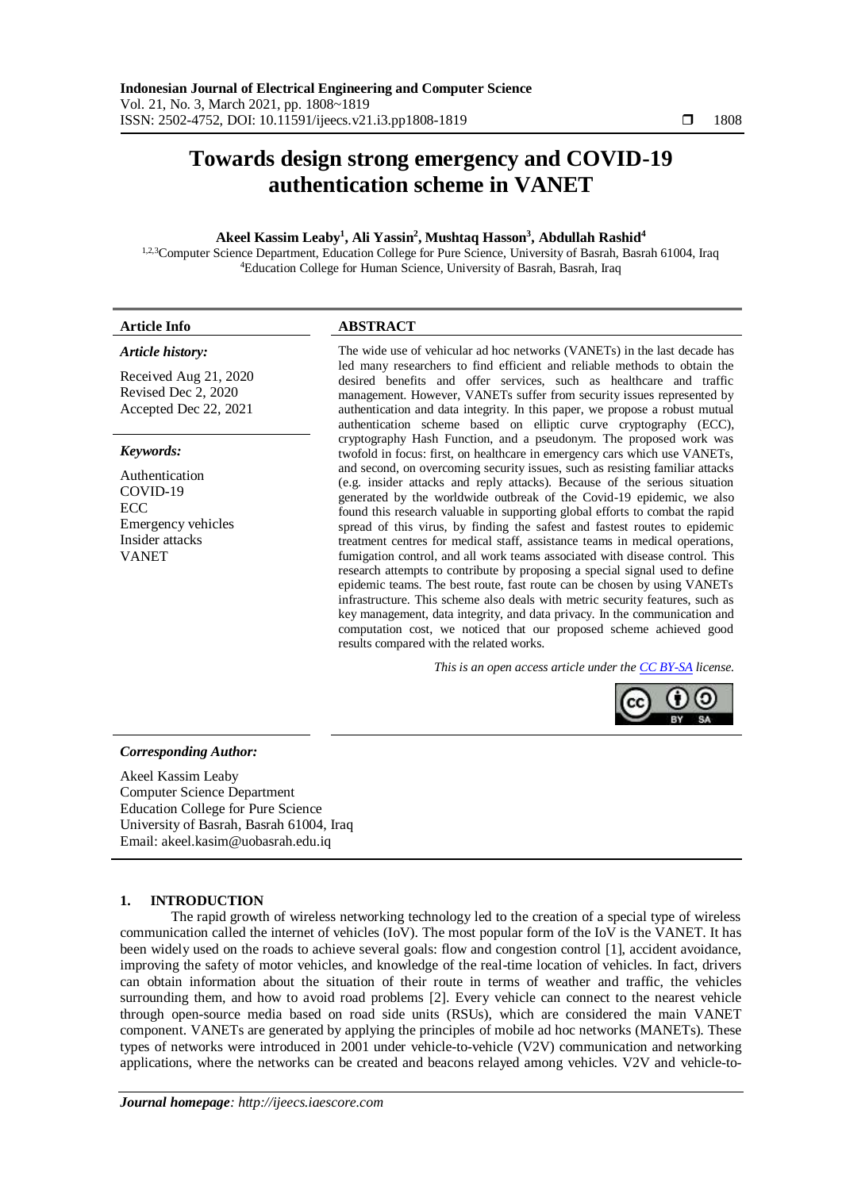# Towards design strong emergency and COVID-19 authentication scheme in VANET

**Akeel Kassim Leaby[1], Ali Yassin[2], Mushtaq Hasson[3], Abdullah Rashid[4]**

[1,2,3]Computer Science Department, Education College for Pure Science, University of Basrah, Basrah 61004, Iraq
[4]Education College for Human Science, University of Basrah, Basrah, Iraq

## Article Info

***Article history:***

Received Aug 21, 2020
Revised Dec 2, 2020
Accepted Dec 22, 2021

***Keywords:***

Authentication
COVID-19
ECC
Emergency vehicles
Insider attacks
VANET

## ABSTRACT

The wide use of vehicular ad hoc networks (VANETs) in the last decade has led many researchers to find efficient and reliable methods to obtain the desired benefits and offer services, such as healthcare and traffic management. However, VANETs suffer from security issues represented by authentication and data integrity. In this paper, we propose a robust mutual authentication scheme based on elliptic curve cryptography (ECC), cryptography Hash Function, and a pseudonym. The proposed work was twofold in focus: first, on healthcare in emergency cars which use VANETs, and second, on overcoming security issues, such as resisting familiar attacks (e.g. insider attacks and reply attacks). Because of the serious situation generated by the worldwide outbreak of the Covid-19 epidemic, we also found this research valuable in supporting global efforts to combat the rapid spread of this virus, by finding the safest and fastest routes to epidemic treatment centres for medical staff, assistance teams in medical operations, fumigation control, and all work teams associated with disease control. This research attempts to contribute by proposing a special signal used to define epidemic teams. The best route, fast route can be chosen by using VANETs infrastructure. This scheme also deals with metric security features, such as key management, data integrity, and data privacy. In the communication and computation cost, we noticed that our proposed scheme achieved good results compared with the related works.

*This is an open access article under the CC BY-SA license.*

***Corresponding Author:***

Akeel Kassim Leaby
Computer Science Department
Education College for Pure Science
University of Basrah, Basrah 61004, Iraq
Email: akeel.kasim@uobasrah.edu.iq

## 1. INTRODUCTION

The rapid growth of wireless networking technology led to the creation of a special type of wireless communication called the internet of vehicles (IoV). The most popular form of the IoV is the VANET. It has been widely used on the roads to achieve several goals: flow and congestion control [1], accident avoidance, improving the safety of motor vehicles, and knowledge of the real-time location of vehicles. In fact, drivers can obtain information about the situation of their route in terms of weather and traffic, the vehicles surrounding them, and how to avoid road problems [2]. Every vehicle can connect to the nearest vehicle through open-source media based on road side units (RSUs), which are considered the main VANET component. VANETs are generated by applying the principles of mobile ad hoc networks (MANETs). These types of networks were introduced in 2001 under vehicle-to-vehicle (V2V) communication and networking applications, where the networks can be created and beacons relayed among vehicles. V2V and vehicle-to-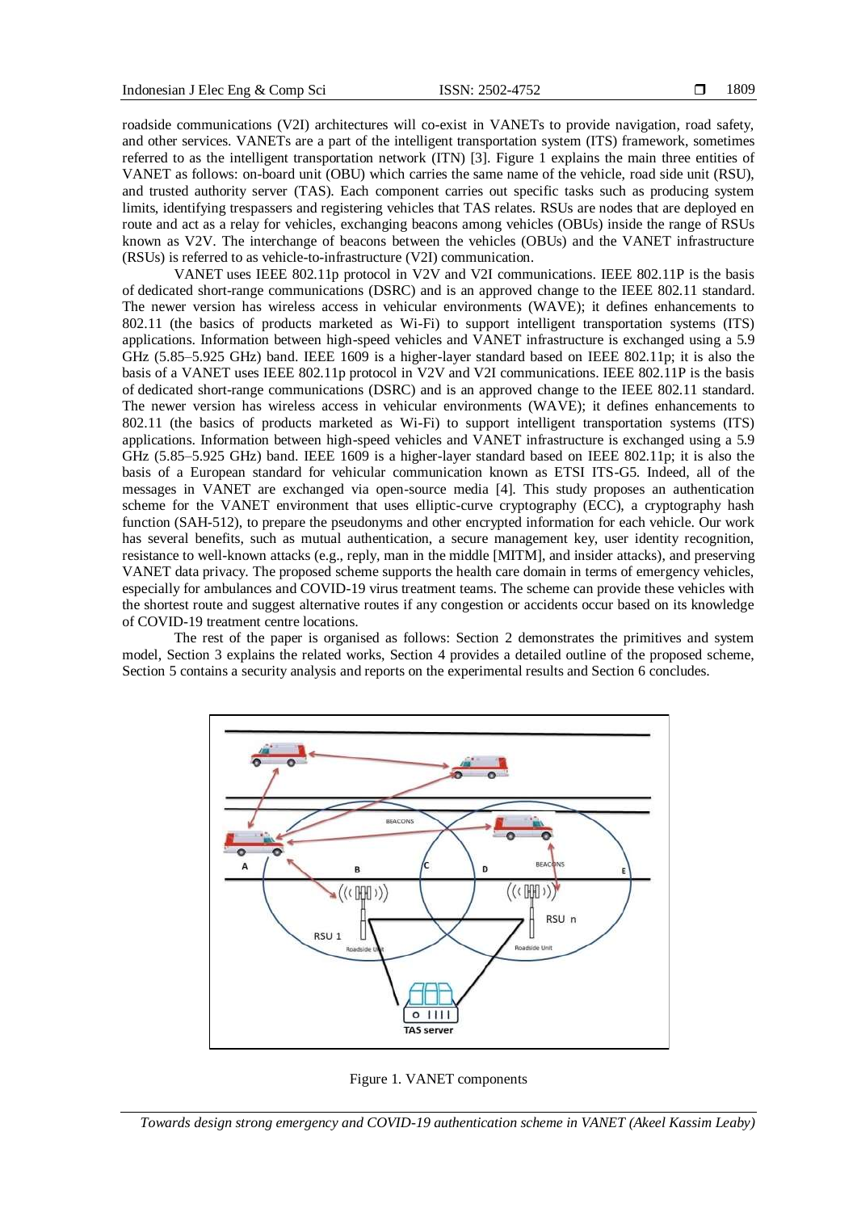roadside communications (V2I) architectures will co-exist in VANETs to provide navigation, road safety, and other services. VANETs are a part of the intelligent transportation system (ITS) framework, sometimes referred to as the intelligent transportation network (ITN) [3]. Figure 1 explains the main three entities of VANET as follows: on-board unit (OBU) which carries the same name of the vehicle, road side unit (RSU), and trusted authority server (TAS). Each component carries out specific tasks such as producing system limits, identifying trespassers and registering vehicles that TAS relates. RSUs are nodes that are deployed en route and act as a relay for vehicles, exchanging beacons among vehicles (OBUs) inside the range of RSUs known as V2V. The interchange of beacons between the vehicles (OBUs) and the VANET infrastructure (RSUs) is referred to as vehicle-to-infrastructure (V2I) communication.

VANET uses IEEE 802.11p protocol in V2V and V2I communications. IEEE 802.11P is the basis of dedicated short-range communications (DSRC) and is an approved change to the IEEE 802.11 standard. The newer version has wireless access in vehicular environments (WAVE); it defines enhancements to 802.11 (the basics of products marketed as Wi-Fi) to support intelligent transportation systems (ITS) applications. Information between high-speed vehicles and VANET infrastructure is exchanged using a 5.9 GHz (5.85–5.925 GHz) band. IEEE 1609 is a higher-layer standard based on IEEE 802.11p; it is also the basis of a VANET uses IEEE 802.11p protocol in V2V and V2I communications. IEEE 802.11P is the basis of dedicated short-range communications (DSRC) and is an approved change to the IEEE 802.11 standard. The newer version has wireless access in vehicular environments (WAVE); it defines enhancements to 802.11 (the basics of products marketed as Wi-Fi) to support intelligent transportation systems (ITS) applications. Information between high-speed vehicles and VANET infrastructure is exchanged using a 5.9 GHz (5.85–5.925 GHz) band. IEEE 1609 is a higher-layer standard based on IEEE 802.11p; it is also the basis of a European standard for vehicular communication known as ETSI ITS-G5. Indeed, all of the messages in VANET are exchanged via open-source media [4]. This study proposes an authentication scheme for the VANET environment that uses elliptic-curve cryptography (ECC), a cryptography hash function (SAH-512), to prepare the pseudonyms and other encrypted information for each vehicle. Our work has several benefits, such as mutual authentication, a secure management key, user identity recognition, resistance to well-known attacks (e.g., reply, man in the middle [MITM], and insider attacks), and preserving VANET data privacy. The proposed scheme supports the health care domain in terms of emergency vehicles, especially for ambulances and COVID-19 virus treatment teams. The scheme can provide these vehicles with the shortest route and suggest alternative routes if any congestion or accidents occur based on its knowledge of COVID-19 treatment centre locations.

The rest of the paper is organised as follows: Section 2 demonstrates the primitives and system model, Section 3 explains the related works, Section 4 provides a detailed outline of the proposed scheme, Section 5 contains a security analysis and reports on the experimental results and Section 6 concludes.

Figure 1. VANET components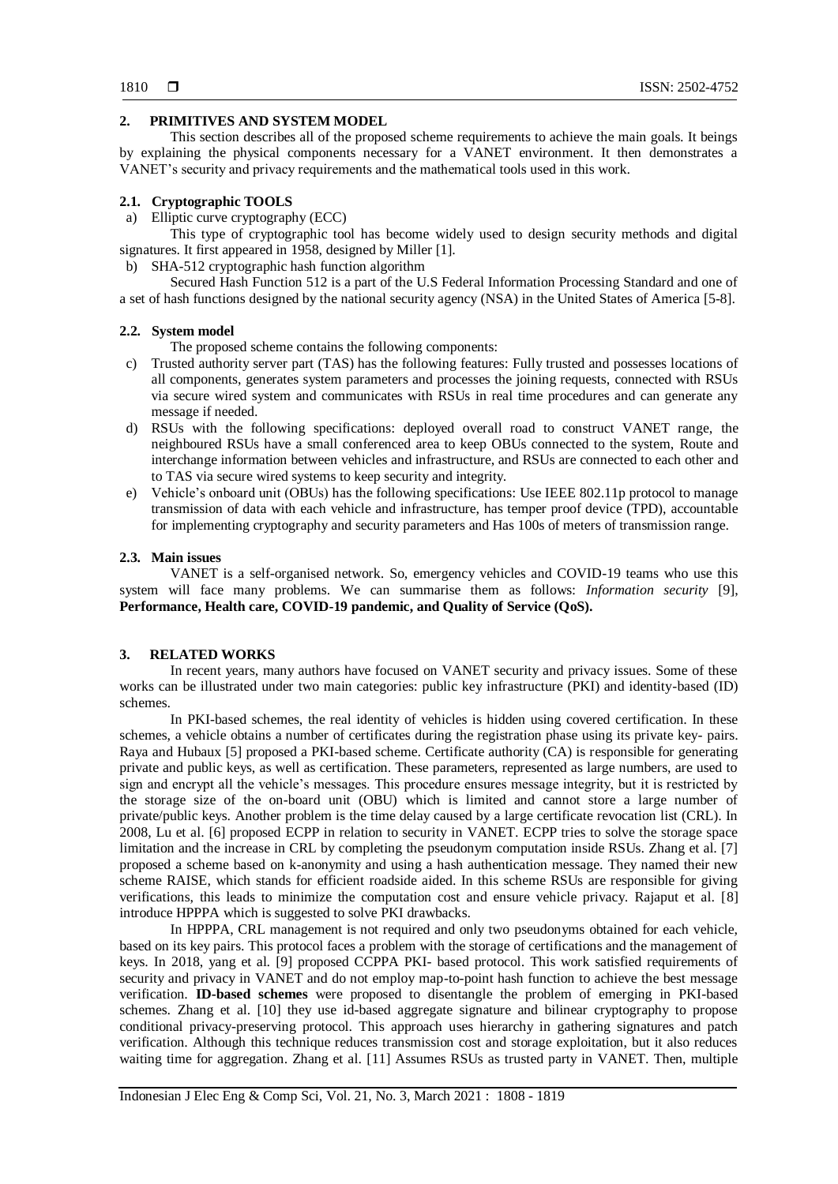## 2. PRIMITIVES AND SYSTEM MODEL

This section describes all of the proposed scheme requirements to achieve the main goals. It beings by explaining the physical components necessary for a VANET environment. It then demonstrates a VANET's security and privacy requirements and the mathematical tools used in this work.

### 2.1. Cryptographic TOOLS

a) Elliptic curve cryptography (ECC)

This type of cryptographic tool has become widely used to design security methods and digital signatures. It first appeared in 1958, designed by Miller [1].

b) SHA-512 cryptographic hash function algorithm

Secured Hash Function 512 is a part of the U.S Federal Information Processing Standard and one of a set of hash functions designed by the national security agency (NSA) in the United States of America [5-8].

### 2.2. System model

The proposed scheme contains the following components:

c) Trusted authority server part (TAS) has the following features: Fully trusted and possesses locations of all components, generates system parameters and processes the joining requests, connected with RSUs via secure wired system and communicates with RSUs in real time procedures and can generate any message if needed.

d) RSUs with the following specifications: deployed overall road to construct VANET range, the neighboured RSUs have a small conferenced area to keep OBUs connected to the system, Route and interchange information between vehicles and infrastructure, and RSUs are connected to each other and to TAS via secure wired systems to keep security and integrity.

e) Vehicle's onboard unit (OBUs) has the following specifications: Use IEEE 802.11p protocol to manage transmission of data with each vehicle and infrastructure, has temper proof device (TPD), accountable for implementing cryptography and security parameters and Has 100s of meters of transmission range.

### 2.3. Main issues

VANET is a self-organised network. So, emergency vehicles and COVID-19 teams who use this system will face many problems. We can summarise them as follows: *Information security* [9], **Performance, Health care, COVID-19 pandemic, and Quality of Service (QoS).**

## 3. RELATED WORKS

In recent years, many authors have focused on VANET security and privacy issues. Some of these works can be illustrated under two main categories: public key infrastructure (PKI) and identity-based (ID) schemes.

In PKI-based schemes, the real identity of vehicles is hidden using covered certification. In these schemes, a vehicle obtains a number of certificates during the registration phase using its private key- pairs. Raya and Hubaux [5] proposed a PKI-based scheme. Certificate authority (CA) is responsible for generating private and public keys, as well as certification. These parameters, represented as large numbers, are used to sign and encrypt all the vehicle's messages. This procedure ensures message integrity, but it is restricted by the storage size of the on-board unit (OBU) which is limited and cannot store a large number of private/public keys. Another problem is the time delay caused by a large certificate revocation list (CRL). In 2008, Lu et al. [6] proposed ECPP in relation to security in VANET. ECPP tries to solve the storage space limitation and the increase in CRL by completing the pseudonym computation inside RSUs. Zhang et al. [7] proposed a scheme based on k-anonymity and using a hash authentication message. They named their new scheme RAISE, which stands for efficient roadside aided. In this scheme RSUs are responsible for giving verifications, this leads to minimize the computation cost and ensure vehicle privacy. Rajaput et al. [8] introduce HPPPA which is suggested to solve PKI drawbacks.

In HPPPA, CRL management is not required and only two pseudonyms obtained for each vehicle, based on its key pairs. This protocol faces a problem with the storage of certifications and the management of keys. In 2018, yang et al. [9] proposed CCPPA PKI- based protocol. This work satisfied requirements of security and privacy in VANET and do not employ map-to-point hash function to achieve the best message verification. **ID-based schemes** were proposed to disentangle the problem of emerging in PKI-based schemes. Zhang et al. [10] they use id-based aggregate signature and bilinear cryptography to propose conditional privacy-preserving protocol. This approach uses hierarchy in gathering signatures and patch verification. Although this technique reduces transmission cost and storage exploitation, but it also reduces waiting time for aggregation. Zhang et al. [11] Assumes RSUs as trusted party in VANET. Then, multiple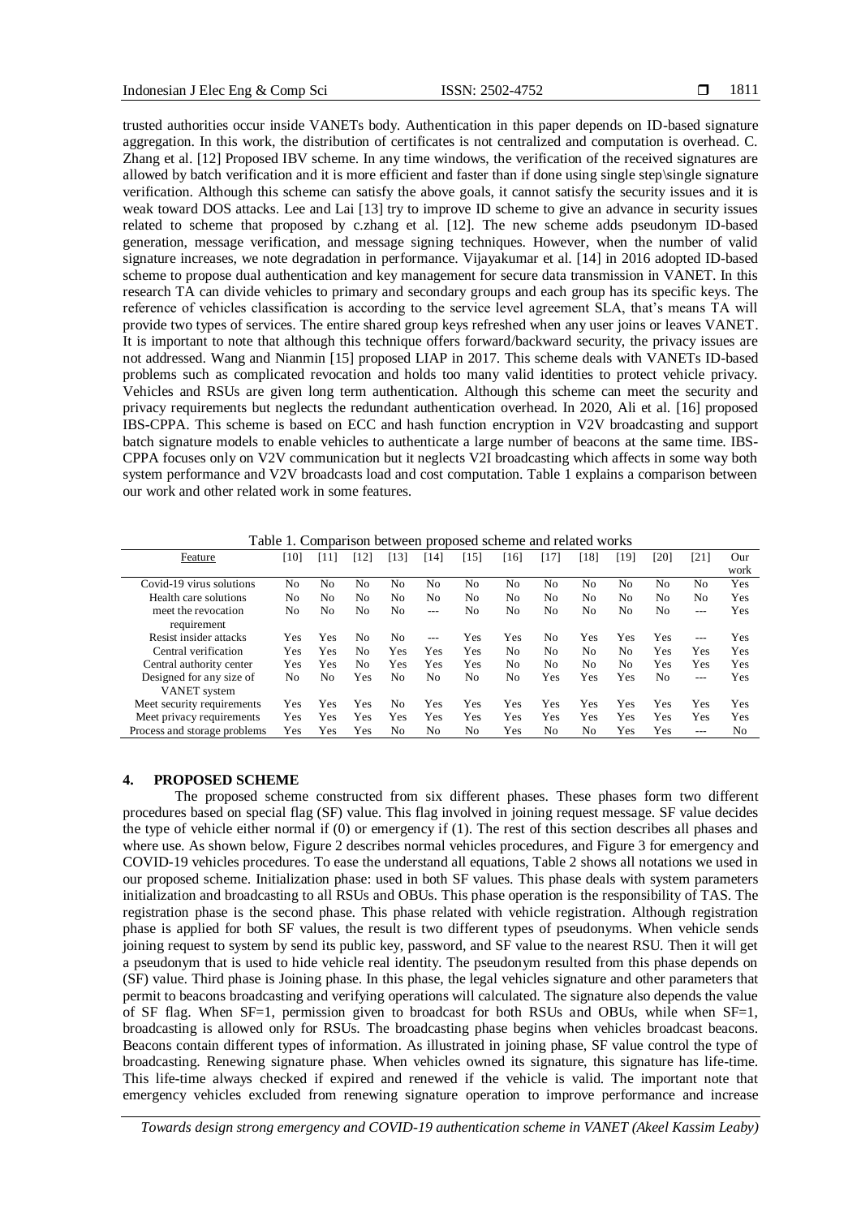trusted authorities occur inside VANETs body. Authentication in this paper depends on ID-based signature aggregation. In this work, the distribution of certificates is not centralized and computation is overhead. C. Zhang et al. [12] Proposed IBV scheme. In any time windows, the verification of the received signatures are allowed by batch verification and it is more efficient and faster than if done using single step\single signature verification. Although this scheme can satisfy the above goals, it cannot satisfy the security issues and it is weak toward DOS attacks. Lee and Lai [13] try to improve ID scheme to give an advance in security issues related to scheme that proposed by c.zhang et al. [12]. The new scheme adds pseudonym ID-based generation, message verification, and message signing techniques. However, when the number of valid signature increases, we note degradation in performance. Vijayakumar et al. [14] in 2016 adopted ID-based scheme to propose dual authentication and key management for secure data transmission in VANET. In this research TA can divide vehicles to primary and secondary groups and each group has its specific keys. The reference of vehicles classification is according to the service level agreement SLA, that's means TA will provide two types of services. The entire shared group keys refreshed when any user joins or leaves VANET. It is important to note that although this technique offers forward/backward security, the privacy issues are not addressed. Wang and Nianmin [15] proposed LIAP in 2017. This scheme deals with VANETs ID-based problems such as complicated revocation and holds too many valid identities to protect vehicle privacy. Vehicles and RSUs are given long term authentication. Although this scheme can meet the security and privacy requirements but neglects the redundant authentication overhead. In 2020, Ali et al. [16] proposed IBS-CPPA. This scheme is based on ECC and hash function encryption in V2V broadcasting and support batch signature models to enable vehicles to authenticate a large number of beacons at the same time. IBS-CPPA focuses only on V2V communication but it neglects V2I broadcasting which affects in some way both system performance and V2V broadcasts load and cost computation. Table 1 explains a comparison between our work and other related work in some features.

Table 1. Comparison between proposed scheme and related works

| Feature | [10] | [11] | [12] | [13] | [14] | [15] | [16] | [17] | [18] | [19] | [20] | [21] | Our work |
|---|---|---|---|---|---|---|---|---|---|---|---|---|---|
| Covid-19 virus solutions | No | No | No | No | No | No | No | No | No | No | No | No | Yes |
| Health care solutions | No | No | No | No | No | No | No | No | No | No | No | No | Yes |
| meet the revocation requirement | No | No | No | No | --- | No | No | No | No | No | No | --- | Yes |
| Resist insider attacks | Yes | Yes | No | No | --- | Yes | Yes | No | Yes | Yes | Yes | --- | Yes |
| Central verification | Yes | Yes | No | Yes | Yes | Yes | No | No | No | No | Yes | Yes | Yes |
| Central authority center | Yes | Yes | No | Yes | Yes | Yes | No | No | No | No | Yes | Yes | Yes |
| Designed for any size of VANET system | No | No | Yes | No | No | No | No | Yes | Yes | Yes | No | --- | Yes |
| Meet security requirements | Yes | Yes | Yes | No | Yes | Yes | Yes | Yes | Yes | Yes | Yes | Yes | Yes |
| Meet privacy requirements | Yes | Yes | Yes | Yes | Yes | Yes | Yes | Yes | Yes | Yes | Yes | Yes | Yes |
| Process and storage problems | Yes | Yes | Yes | No | No | No | Yes | No | No | Yes | Yes | --- | No |

## 4. PROPOSED SCHEME

The proposed scheme constructed from six different phases. These phases form two different procedures based on special flag (SF) value. This flag involved in joining request message. SF value decides the type of vehicle either normal if (0) or emergency if (1). The rest of this section describes all phases and where use. As shown below, Figure 2 describes normal vehicles procedures, and Figure 3 for emergency and COVID-19 vehicles procedures. To ease the understand all equations, Table 2 shows all notations we used in our proposed scheme. Initialization phase: used in both SF values. This phase deals with system parameters initialization and broadcasting to all RSUs and OBUs. This phase operation is the responsibility of TAS. The registration phase is the second phase. This phase related with vehicle registration. Although registration phase is applied for both SF values, the result is two different types of pseudonyms. When vehicle sends joining request to system by send its public key, password, and SF value to the nearest RSU. Then it will get a pseudonym that is used to hide vehicle real identity. The pseudonym resulted from this phase depends on (SF) value. Third phase is Joining phase. In this phase, the legal vehicles signature and other parameters that permit to beacons broadcasting and verifying operations will calculated. The signature also depends the value of SF flag. When SF=1, permission given to broadcast for both RSUs and OBUs, while when SF=1, broadcasting is allowed only for RSUs. The broadcasting phase begins when vehicles broadcast beacons. Beacons contain different types of information. As illustrated in joining phase, SF value control the type of broadcasting. Renewing signature phase. When vehicles owned its signature, this signature has life-time. This life-time always checked if expired and renewed if the vehicle is valid. The important note that emergency vehicles excluded from renewing signature operation to improve performance and increase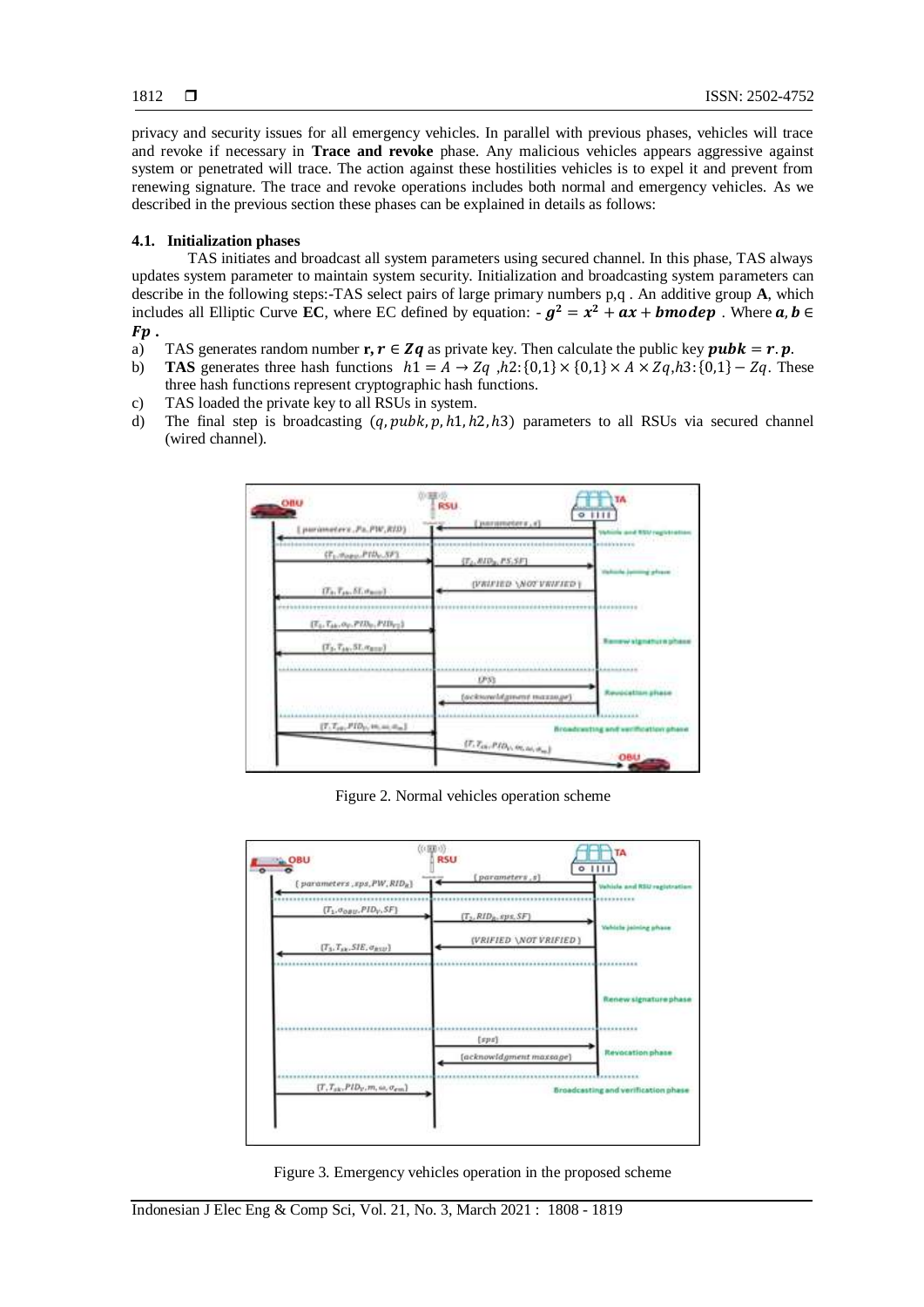privacy and security issues for all emergency vehicles. In parallel with previous phases, vehicles will trace and revoke if necessary in **Trace and revoke** phase. Any malicious vehicles appears aggressive against system or penetrated will trace. The action against these hostilities vehicles is to expel it and prevent from renewing signature. The trace and revoke operations includes both normal and emergency vehicles. As we described in the previous section these phases can be explained in details as follows:

### 4.1. Initialization phases

TAS initiates and broadcast all system parameters using secured channel. In this phase, TAS always updates system parameter to maintain system security. Initialization and broadcasting system parameters can describe in the following steps:-TAS select pairs of large primary numbers p,q . An additive group **A**, which includes all Elliptic Curve **EC**, where EC defined by equation: - $g^2 = x^2 + ax + bmodep$ . Where $a, b \in Fp$ .

a) TAS generates random number $r, r \in Zq$ as private key. Then calculate the public key $pubk = r.p$.
b) **TAS** generates three hash functions $h1 = A \rightarrow Zq$ ,$h2$:$\{0,1\} \times \{0,1\} \times A \times Zq$,$h3$:$\{0,1\} - Zq$. These three hash functions represent cryptographic hash functions.
c) TAS loaded the private key to all RSUs in system.
d) The final step is broadcasting $(q, pubk, p, h1, h2, h3)$ parameters to all RSUs via secured channel (wired channel).

Figure 2. Normal vehicles operation scheme

Figure 3. Emergency vehicles operation in the proposed scheme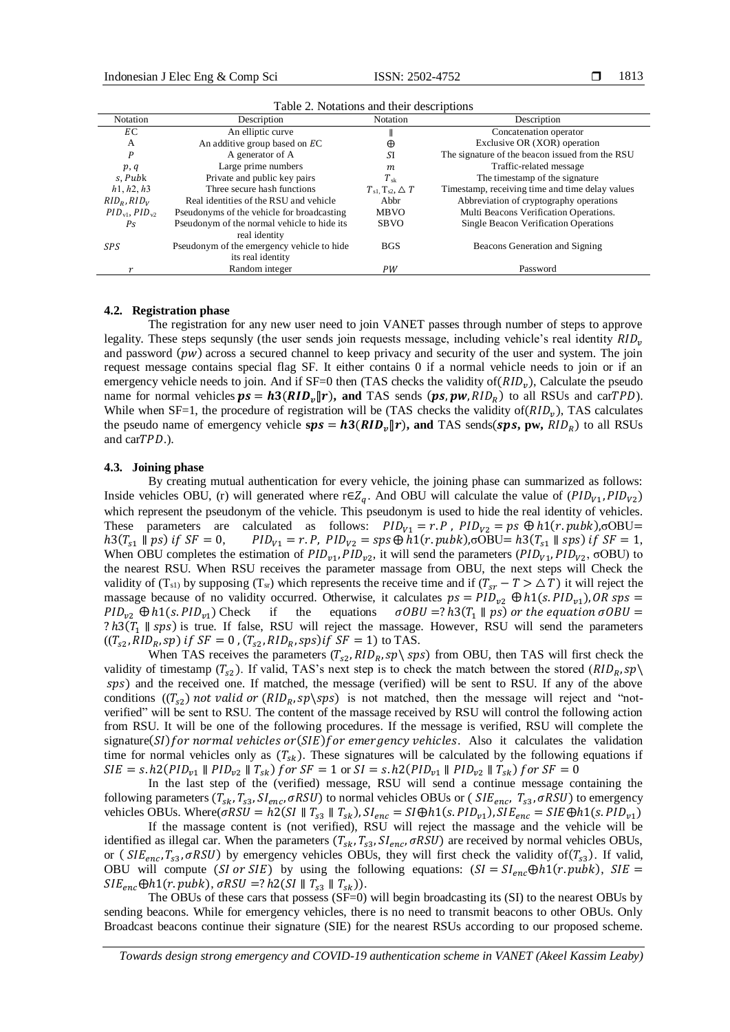Table 2. Notations and their descriptions

| Notation | Description | Notation | Description |
|---|---|---|---|
| $EC$ | An elliptic curve | $\parallel$ | Concatenation operator |
| A | An additive group based on $EC$ | $\oplus$ | Exclusive OR (XOR) operation |
| $P$ | A generator of A | $SI$ | The signature of the beacon issued from the RSU |
| $p, q$ | Large prime numbers | $m$ | Traffic-related message |
| $s, Pub$k | Private and public key pairs | $T_{sk}$ | The timestamp of the signature |
| $h1, h2, h3$ | Three secure hash functions | $T_{s1}, T_{s2}, \triangle T$ | Timestamp, receiving time and time delay values |
| $RID_R, RID_V$ | Real identities of the RSU and vehicle | Abbr | Abbreviation of cryptography operations |
| $PID_{v1}, PID_{v2}$ | Pseudonyms of the vehicle for broadcasting | MBVO | Multi Beacons Verification Operations. |
| $Ps$ | Pseudonym of the normal vehicle to hide its real identity | SBVO | Single Beacon Verification Operations |
| $SPS$ | Pseudonym of the emergency vehicle to hide its real identity | BGS | Beacons Generation and Signing |
| $r$ | Random integer | $PW$ | Password |

### 4.2. Registration phase

The registration for any new user need to join VANET passes through number of steps to approve legality. These steps sequnsly (the user sends join requests message, including vehicle's real identity $RID_v$ and password $(pw)$ across a secured channel to keep privacy and security of the user and system. The join request message contains special flag SF. It either contains 0 if a normal vehicle needs to join or if an emergency vehicle needs to join. And if SF=0 then (TAS checks the validity of$(RID_v)$, Calculate the pseudo name for normal vehicles $\boldsymbol{ps = h3(RID_v \| r)}$**, and** TAS sends $(\boldsymbol{ps, pw}, RID_R)$ to all RSUs and car$TPD$). While when SF=1, the procedure of registration will be (TAS checks the validity of$(RID_v)$, TAS calculates the pseudo name of emergency vehicle $\boldsymbol{sps = h3(RID_v \| r)}$**, and** TAS sends$(\boldsymbol{sps}$**, pw,** $RID_R)$ to all RSUs and car$TPD$.).

### 4.3. Joining phase

By creating mutual authentication for every vehicle, the joining phase can summarized as follows: Inside vehicles OBU, (r) will generated where r$\in Z_q$. And OBU will calculate the value of $(PID_{V1}, PID_{V2})$ which represent the pseudonym of the vehicle. This pseudonym is used to hide the real identity of vehicles. These parameters are calculated as follows: $PID_{V1} = r.P$ , $PID_{V2} = ps \oplus h1(r.pubk)$,σOBU= $h3(T_{s1} \parallel ps)$ $if\ SF = 0$, $PID_{V1} = r.P$, $PID_{V2} = sps \oplus h1(r.pubk)$,σOBU= $h3(T_{s1} \parallel sps)$ $if\ SF = 1$, When OBU completes the estimation of $PID_{v1}, PID_{v2}$, it will send the parameters ($PID_{V1}, PID_{V2}$, σOBU) to the nearest RSU. When RSU receives the parameter massage from OBU, the next steps will Check the validity of ($T_{s1}$) by supposing ($T_{sr}$) which represents the receive time and if $(T_{sr} - T > \triangle T)$ it will reject the massage because of no validity occurred. Otherwise, it calculates $ps = PID_{v2} \oplus h1(s.PID_{v1})$, $OR$ $sps = PID_{v2} \oplus h1(s.PID_{v1})$ Check if the equations $\sigma OBU =? h3(T_1 \parallel ps)$ $or\ the\ equation$ $\sigma OBU = ? h3(T_1 \parallel sps)$ is true. If false, RSU will reject the massage. However, RSU will send the parameters $((T_{s2}, RID_R, sp)\ if\ SF = 0$ , $(T_{s2}, RID_R, sps) if\ SF = 1)$ to TAS.

When TAS receives the parameters $(T_{s2}, RID_R, sp \backslash sps)$ from OBU, then TAS will first check the validity of timestamp $(T_{s2})$. If valid, TAS's next step is to check the match between the stored $(RID_R, sp \backslash sps)$ and the received one. If matched, the message (verified) will be sent to RSU. If any of the above conditions $((T_{s2})$ $not\ valid\ or$ $(RID_R, sp \backslash sps)$ is not matched, then the message will reject and "not-verified" will be sent to RSU. The content of the massage received by RSU will control the following action from RSU. It will be one of the following procedures. If the message is verified, RSU will complete the signature$(SI)$ $for\ normal\ vehicles\ or$ $(SIE)$ $for\ emergency\ vehicles$. Also it calculates the validation time for normal vehicles only as $(T_{sk})$. These signatures will be calculated by the following equations if $SIE = s.h2(PID_{v1} \parallel PID_{v2} \parallel T_{sk})$ $for\ SF = 1$ or $SI = s.h2(PID_{v1} \parallel PID_{v2} \parallel T_{sk})$ $for\ SF = 0$

In the last step of the (verified) message, RSU will send a continue message containing the following parameters $(T_{sk}, T_{s3}, SI_{enc}, \sigma RSU)$ to normal vehicles OBUs or ( $SIE_{enc}$, $T_{s3}, \sigma RSU)$ to emergency vehicles OBUs. Where($\sigma RSU = h2(SI \parallel T_{s3} \parallel T_{sk})$, $SI_{enc} = SI \oplus h1(s.PID_{v1})$, $SIE_{enc} = SIE \oplus h1(s.PID_{v1})$)

If the massage content is (not verified), RSU will reject the massage and the vehicle will be identified as illegal car. When the parameters $(T_{sk}, T_{s3}, SI_{enc}, \sigma RSU)$ are received by normal vehicles OBUs, or ( $SIE_{enc}, T_{s3}, \sigma RSU)$ by emergency vehicles OBUs, they will first check the validity of$(T_{s3})$. If valid, OBU will compute $(SI\ or\ SIE)$ by using the following equations: $(SI = SI_{enc} \oplus h1(r.pubk)$, $SIE = SIE_{enc} \oplus h1(r.pubk)$, $\sigma RSU =? h2(SI \parallel T_{s3} \parallel T_{sk}))$.

The OBUs of these cars that possess (SF=0) will begin broadcasting its (SI) to the nearest OBUs by sending beacons. While for emergency vehicles, there is no need to transmit beacons to other OBUs. Only Broadcast beacons continue their signature (SIE) for the nearest RSUs according to our proposed scheme.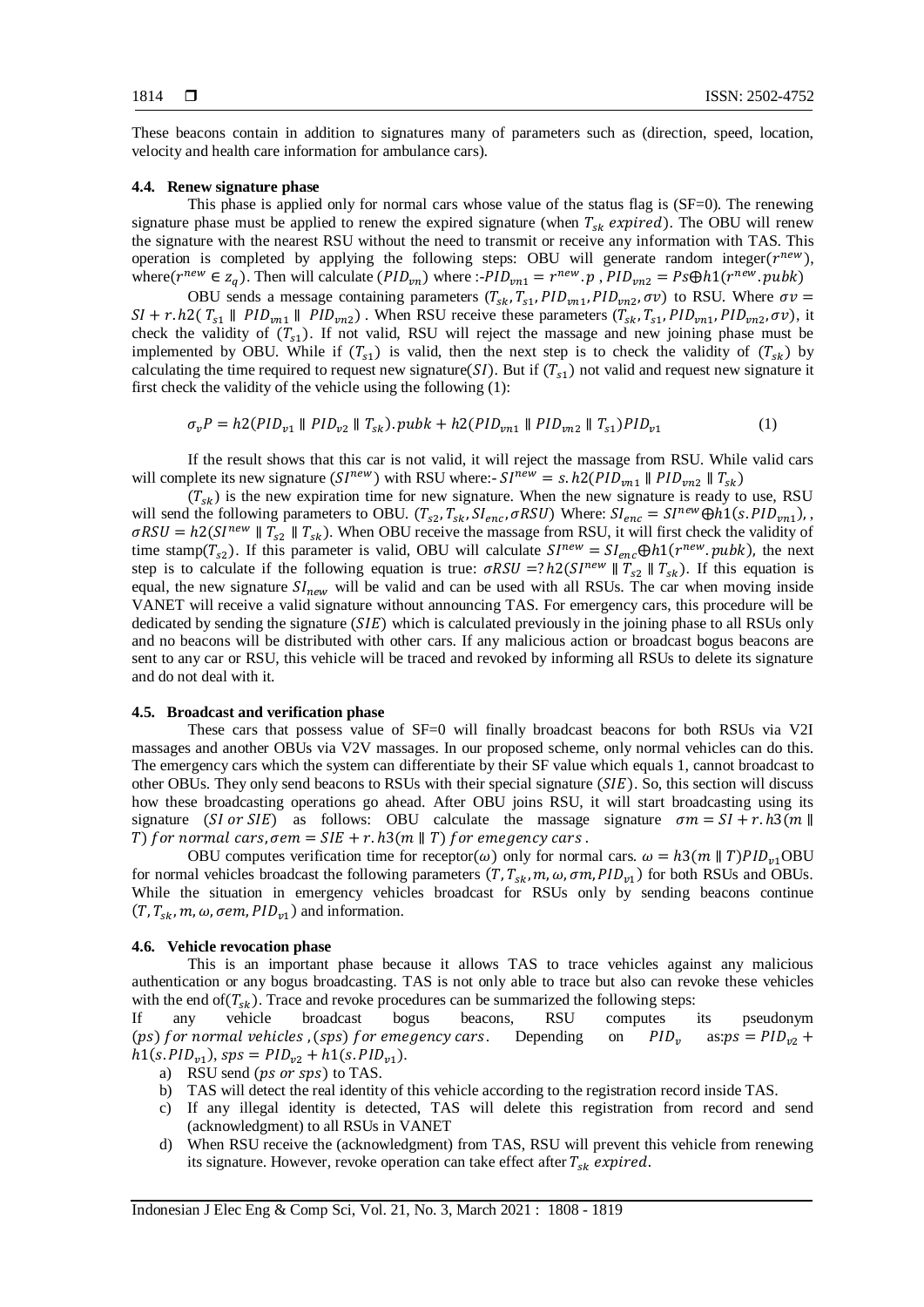These beacons contain in addition to signatures many of parameters such as (direction, speed, location, velocity and health care information for ambulance cars).

### 4.4. Renew signature phase

This phase is applied only for normal cars whose value of the status flag is (SF=0). The renewing signature phase must be applied to renew the expired signature (when $T_{sk}$ $expired$). The OBU will renew the signature with the nearest RSU without the need to transmit or receive any information with TAS. This operation is completed by applying the following steps: OBU will generate random integer($r^{new}$), where($r^{new} \in z_q$). Then will calculate ($PID_{vn}$) where :-$PID_{vn1} = r^{new}.p$ , $PID_{vn2} = Ps \oplus h1(r^{new}.pubk)$

OBU sends a message containing parameters ($T_{sk}, T_{s1}, PID_{vn1}, PID_{vn2}, \sigma v$) to RSU. Where $\sigma v = SI + r.h2(T_{s1} \parallel PID_{vn1} \parallel PID_{vn2})$ . When RSU receive these parameters ($T_{sk}, T_{s1}, PID_{vn1}, PID_{vn2}, \sigma v$), it check the validity of ($T_{s1}$). If not valid, RSU will reject the massage and new joining phase must be implemented by OBU. While if ($T_{s1}$) is valid, then the next step is to check the validity of ($T_{sk}$) by calculating the time required to request new signature($SI$). But if ($T_{s1}$) not valid and request new signature it first check the validity of the vehicle using the following (1):

$$\sigma_v P = h2(PID_{v1} \parallel PID_{v2} \parallel T_{sk}).pubk + h2(PID_{vn1} \parallel PID_{vn2} \parallel T_{s1})PID_{v1} \tag{1}$$

If the result shows that this car is not valid, it will reject the massage from RSU. While valid cars will complete its new signature ($SI^{new}$) with RSU where:- $SI^{new} = s.h2(PID_{vn1} \parallel PID_{vn2} \parallel T_{sk})$

($T_{sk}$) is the new expiration time for new signature. When the new signature is ready to use, RSU will send the following parameters to OBU. ($T_{s2}, T_{sk}, SI_{enc}, \sigma RSU$) Where: $SI_{enc} = SI^{new} \oplus h1(s.PID_{vn1})$, , $\sigma RSU = h2(SI^{new} \parallel T_{s2} \parallel T_{sk})$. When OBU receive the massage from RSU, it will first check the validity of time stamp($T_{s2}$). If this parameter is valid, OBU will calculate $SI^{new} = SI_{enc} \oplus h1(r^{new}.pubk)$, the next step is to calculate if the following equation is true: $\sigma RSU =? h2(SI^{new} \parallel T_{s2} \parallel T_{sk})$. If this equation is equal, the new signature $SI_{new}$ will be valid and can be used with all RSUs. The car when moving inside VANET will receive a valid signature without announcing TAS. For emergency cars, this procedure will be dedicated by sending the signature ($SIE$) which is calculated previously in the joining phase to all RSUs only and no beacons will be distributed with other cars. If any malicious action or broadcast bogus beacons are sent to any car or RSU, this vehicle will be traced and revoked by informing all RSUs to delete its signature and do not deal with it.

### 4.5. Broadcast and verification phase

These cars that possess value of SF=0 will finally broadcast beacons for both RSUs via V2I massages and another OBUs via V2V massages. In our proposed scheme, only normal vehicles can do this. The emergency cars which the system can differentiate by their SF value which equals 1, cannot broadcast to other OBUs. They only send beacons to RSUs with their special signature ($SIE$). So, this section will discuss how these broadcasting operations go ahead. After OBU joins RSU, it will start broadcasting using its signature ($SI$ $or$ $SIE$) as follows: OBU calculate the massage signature $\sigma m = SI + r.h3(m \parallel T)$ $for$ $normal$ $cars$, $\sigma em = SIE + r.h3(m \parallel T)$ $for$ $emegency$ $cars$ .

OBU computes verification time for receptor($\omega$) only for normal cars. $\omega = h3(m \parallel T)PID_{v1}$OBU for normal vehicles broadcast the following parameters ($T, T_{sk}, m, \omega, \sigma m, PID_{v1}$) for both RSUs and OBUs. While the situation in emergency vehicles broadcast for RSUs only by sending beacons continue ($T, T_{sk}, m, \omega, \sigma em, PID_{v1}$) and information.

### 4.6. Vehicle revocation phase

This is an important phase because it allows TAS to trace vehicles against any malicious authentication or any bogus broadcasting. TAS is not only able to trace but also can revoke these vehicles with the end of($T_{sk}$). Trace and revoke procedures can be summarized the following steps:

If any vehicle broadcast bogus beacons, RSU computes its pseudonym ($ps$) $for$ $normal$ $vehicles$ ,($sps$) $for$ $emegency$ $cars$. Depending on $PID_v$ as:$ps = PID_{v2} + h1(s.PID_{v1})$, $sps = PID_{v2} + h1(s.PID_{v1})$.

a) RSU send ($ps$ $or$ $sps$) to TAS.
b) TAS will detect the real identity of this vehicle according to the registration record inside TAS.
c) If any illegal identity is detected, TAS will delete this registration from record and send (acknowledgment) to all RSUs in VANET
d) When RSU receive the (acknowledgment) from TAS, RSU will prevent this vehicle from renewing its signature. However, revoke operation can take effect after $T_{sk}$ $expired$.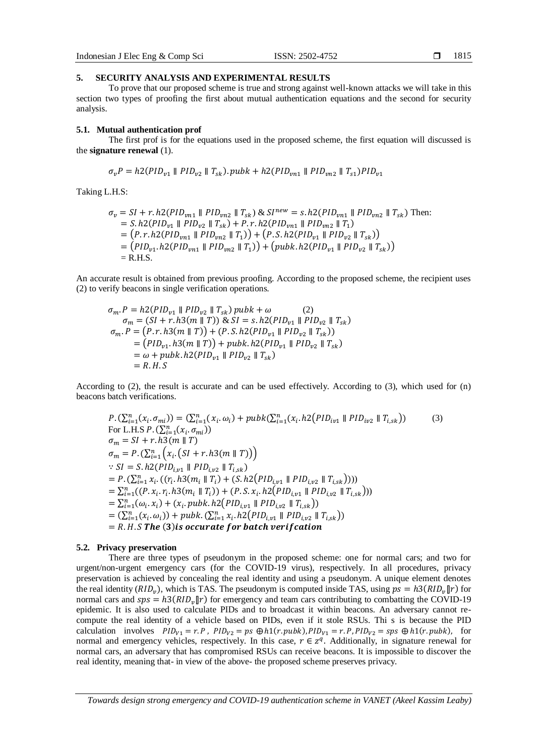## 5. SECURITY ANALYSIS AND EXPERIMENTAL RESULTS

To prove that our proposed scheme is true and strong against well-known attacks we will take in this section two types of proofing the first about mutual authentication equations and the second for security analysis.

### 5.1. Mutual authentication prof

The first prof is for the equations used in the proposed scheme, the first equation will discussed is the **signature renewal** (1).

$$\sigma_v P = h2(PID_{v1} \parallel PID_{v2} \parallel T_{sk}).pubk + h2(PID_{vn1} \parallel PID_{vn2} \parallel T_{s1})PID_{v1}$$

Taking L.H.S:

$$\begin{aligned}
\sigma_v &= SI + r.h2(PID_{vn1} \parallel PID_{vn2} \parallel T_{sk}) \;\&\; SI^{new} = s.h2(PID_{vn1} \parallel PID_{vn2} \parallel T_{sk}) \text{ Then:} \\
&= S.h2(PID_{v1} \parallel PID_{v2} \parallel T_{sk}) + P.r.h2(PID_{vn1} \parallel PID_{vn2} \parallel T_1) \\
&= \left(P.r.h2(PID_{vn1} \parallel PID_{vn2} \parallel T_1)\right) + \left(P.S.h2(PID_{v1} \parallel PID_{v2} \parallel T_{sk})\right) \\
&= \left(PID_{v1}.h2(PID_{vn1} \parallel PID_{vn2} \parallel T_1)\right) + \left(pubk.h2(PID_{v1} \parallel PID_{v2} \parallel T_{sk})\right) \\
&= \text{R.H.S.}
\end{aligned}$$

An accurate result is obtained from previous proofing. According to the proposed scheme, the recipient uses (2) to verify beacons in single verification operations.

$$\sigma_m.P = h2(PID_{v1} \parallel PID_{v2} \parallel T_{sk})\, pubk + \omega \qquad (2)$$

$$\begin{aligned}
\sigma_m &= (SI + r.h3(m \parallel T)) \;\&\; SI = s.h2(PID_{v1} \parallel PID_{v2} \parallel T_{sk}) \\
\sigma_m.P &= \left(P.r.h3(m \parallel T)\right) + (P.S.h2(PID_{v1} \parallel PID_{v2} \parallel T_{sk})) \\
&= \left(PID_{v1}.h3(m \parallel T)\right) + pubk.h2(PID_{v1} \parallel PID_{v2} \parallel T_{sk}) \\
&= \omega + pubk.h2(PID_{v1} \parallel PID_{v2} \parallel T_{sk}) \\
&= R.H.S
\end{aligned}$$

According to (2), the result is accurate and can be used effectively. According to (3), which used for (n) beacons batch verifications.

$$P.\left(\sum_{i=1}^{n}(x_i.\sigma_{mi})\right) = \left(\sum_{i=1}^{n}(x_i.\omega_i)\right) + pubk\left(\sum_{i=1}^{n}(x_i.h2\left(PID_{iv1} \parallel PID_{iv2} \parallel T_{i,sk}\right)\right) \qquad (3)$$

For L.H.S $P.\left(\sum_{i=1}^{n}(x_i.\sigma_{mi})\right)$

$$\begin{aligned}
\sigma_m &= SI + r.h3(m \parallel T) \\
\sigma_m &= P.\left(\sum_{i=1}^{n}\left(x_i.\left(SI + r.h3(m \parallel T)\right)\right)\right) \\
&\because SI = S.h2(PID_{i,v1} \parallel PID_{i,v2} \parallel T_{i,sk}) \\
&= P.\left(\sum_{i=1}^{n} x_i.\left((r_i.h3(m_i \parallel T_i)) + (S.h2\left(PID_{i,v1} \parallel PID_{i,v2} \parallel T_{i,sk}\right))\right)\right) \\
&= \sum_{i=1}^{n}\left((P.x_i.r_i.h3(m_i \parallel T_i)) + (P.S.x_i.h2\left(PID_{i,v1} \parallel PID_{i,v2} \parallel T_{i,sk}\right))\right) \\
&= \sum_{i=1}^{n}(\omega_i.x_i) + (x_i.pubk.h2\left(PID_{i,v1} \parallel PID_{i,v2} \parallel T_{i,sk}\right)) \\
&= \left(\sum_{i=1}^{n}(x_i.\omega_i)\right) + pubk.\left(\sum_{i=1}^{n} x_i.h2\left(PID_{i,v1} \parallel PID_{i,v2} \parallel T_{i,sk}\right)\right) \\
&= R.H.S\ \textbf{The (3) is occurate for batch verifcation}
\end{aligned}$$

### 5.2. Privacy preservation

There are three types of pseudonym in the proposed scheme: one for normal cars; and two for urgent/non-urgent emergency cars (for the COVID-19 virus), respectively. In all procedures, privacy preservation is achieved by concealing the real identity and using a pseudonym. A unique element denotes the real identity ($RID_v$), which is TAS. The pseudonym is computed inside TAS, using $ps = h3(RID_v \| r)$ for normal cars and $sps = h3(RID_v \| r)$ for emergency and team cars contributing to combatting the COVID-19 epidemic. It is also used to calculate PIDs and to broadcast it within beacons. An adversary cannot re-compute the real identity of a vehicle based on PIDs, even if it stole RSUs. Thi s is because the PID calculation involves $PID_{V1} = r.P$, $PID_{V2} = ps \oplus h1(r.pubk)$, $PID_{V1} = r.P$, $PID_{V2} = sps \oplus h1(r.pubk)$, for normal and emergency vehicles, respectively. In this case, $r \in z^q$. Additionally, in signature renewal for normal cars, an adversary that has compromised RSUs can receive beacons. It is impossible to discover the real identity, meaning that- in view of the above- the proposed scheme preserves privacy.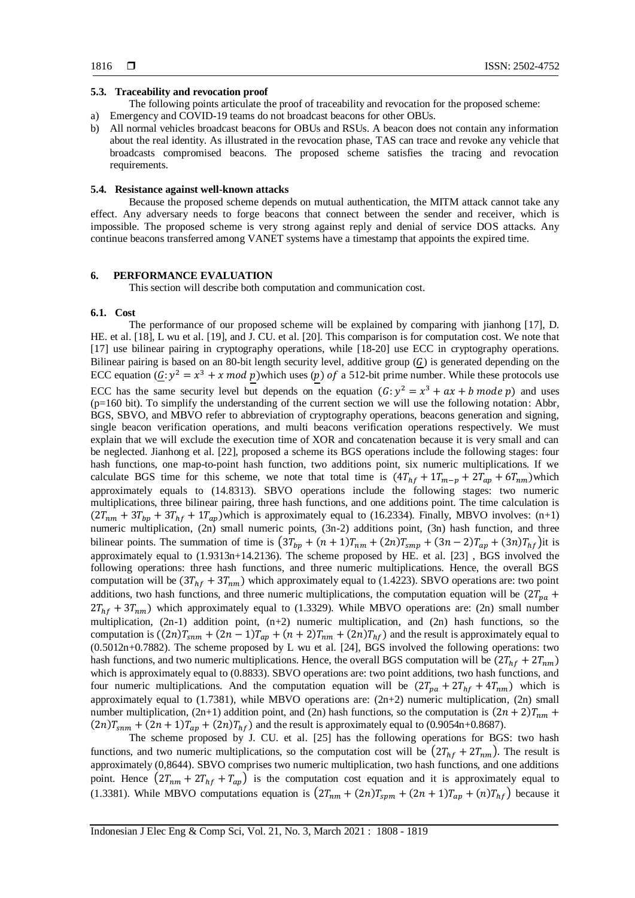### 5.3. Traceability and revocation proof

The following points articulate the proof of traceability and revocation for the proposed scheme:

a) Emergency and COVID-19 teams do not broadcast beacons for other OBUs.

b) All normal vehicles broadcast beacons for OBUs and RSUs. A beacon does not contain any information about the real identity. As illustrated in the revocation phase, TAS can trace and revoke any vehicle that broadcasts compromised beacons. The proposed scheme satisfies the tracing and revocation requirements.

### 5.4. Resistance against well-known attacks

Because the proposed scheme depends on mutual authentication, the MITM attack cannot take any effect. Any adversary needs to forge beacons that connect between the sender and receiver, which is impossible. The proposed scheme is very strong against reply and denial of service DOS attacks. Any continue beacons transferred among VANET systems have a timestamp that appoints the expired time.

## 6. PERFORMANCE EVALUATION

This section will describe both computation and communication cost.

### 6.1. Cost

The performance of our proposed scheme will be explained by comparing with jianhong [17], D. HE. et al. [18], L wu et al. [19], and J. CU. et al. [20]. This comparison is for computation cost. We note that [17] use bilinear pairing in cryptography operations, while [18-20] use ECC in cryptography operations. Bilinear pairing is based on an 80-bit length security level, additive group ($\underline{G}$) is generated depending on the ECC equation ($\underline{G}: y^2 = x^3 + x \bmod \underline{p}$)which uses ($\underline{p}$) $of$ a 512-bit prime number. While these protocols use ECC has the same security level but depends on the equation ($G: y^2 = x^3 + ax + b \; mode \; p$) and uses (p=160 bit). To simplify the understanding of the current section we will use the following notation: Abbr, BGS, SBVO, and MBVO refer to abbreviation of cryptography operations, beacons generation and signing, single beacon verification operations, and multi beacons verification operations respectively. We must explain that we will exclude the execution time of XOR and concatenation because it is very small and can be neglected. Jianhong et al. [22], proposed a scheme its BGS operations include the following stages: four hash functions, one map-to-point hash function, two additions point, six numeric multiplications. If we calculate BGS time for this scheme, we note that total time is $(4T_{hf} + 1T_{m-p} + 2T_{ap} + 6T_{nm})$which approximately equals to (14.8313). SBVO operations include the following stages: two numeric multiplications, three bilinear pairing, three hash functions, and one additions point. The time calculation is $(2T_{nm} + 3T_{bp} + 3T_{hf} + 1T_{ap})$which is approximately equal to (16.2334). Finally, MBVO involves: (n+1) numeric multiplication, (2n) small numeric points, (3n-2) additions point, (3n) hash function, and three bilinear points. The summation of time is $\left(3T_{bp} + (n+1)T_{nm} + (2n)T_{smp} + (3n-2)T_{ap} + (3n)T_{hf}\right)$it is approximately equal to (1.9313n+14.2136). The scheme proposed by HE. et al. [23] , BGS involved the following operations: three hash functions, and three numeric multiplications. Hence, the overall BGS computation will be $(3T_{hf} + 3T_{nm})$ which approximately equal to (1.4223). SBVO operations are: two point additions, two hash functions, and three numeric multiplications, the computation equation will be $(2T_{pa} + 2T_{hf} + 3T_{nm})$ which approximately equal to (1.3329). While MBVO operations are: (2n) small number multiplication, (2n-1) addition point, (n+2) numeric multiplication, and (2n) hash functions, so the computation is $((2n)T_{snm} + (2n-1)T_{ap} + (n+2)T_{nm} + (2n)T_{hf})$ and the result is approximately equal to (0.5012n+0.7882). The scheme proposed by L wu et al. [24], BGS involved the following operations: two hash functions, and two numeric multiplications. Hence, the overall BGS computation will be $(2T_{hf} + 2T_{nm})$ which is approximately equal to (0.8833). SBVO operations are: two point additions, two hash functions, and four numeric multiplications. And the computation equation will be $(2T_{pa} + 2T_{hf} + 4T_{nm})$ which is approximately equal to (1.7381), while MBVO operations are: (2n+2) numeric multiplication, (2n) small number multiplication, (2n+1) addition point, and (2n) hash functions, so the computation is $(2n+2)T_{nm} + (2n)T_{snm} + (2n+1)T_{ap} + (2n)T_{hf})$ and the result is approximately equal to (0.9054n+0.8687).

The scheme proposed by J. CU. et al. [25] has the following operations for BGS: two hash functions, and two numeric multiplications, so the computation cost will be $\left(2T_{hf} + 2T_{nm}\right)$. The result is approximately (0,8644). SBVO comprises two numeric multiplication, two hash functions, and one additions point. Hence $\left(2T_{nm} + 2T_{hf} + T_{ap}\right)$ is the computation cost equation and it is approximately equal to (1.3381). While MBVO computations equation is $\left(2T_{nm} + (2n)T_{spm} + (2n+1)T_{ap} + (n)T_{hf}\right)$ because it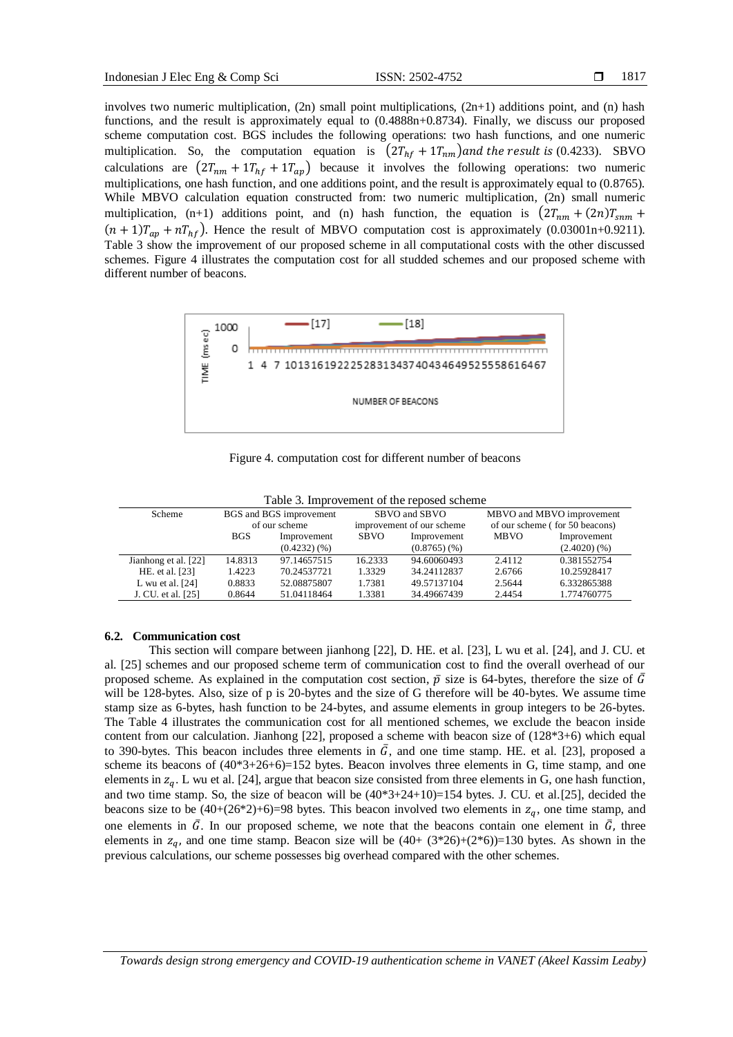involves two numeric multiplication, (2n) small point multiplications, (2n+1) additions point, and (n) hash functions, and the result is approximately equal to (0.4888n+0.8734). Finally, we discuss our proposed scheme computation cost. BGS includes the following operations: two hash functions, and one numeric multiplication. So, the computation equation is $(2T_{hf} + 1T_{nm})$ *and the result is* (0.4233). SBVO calculations are $(2T_{nm} + 1T_{hf} + 1T_{ap})$ because it involves the following operations: two numeric multiplications, one hash function, and one additions point, and the result is approximately equal to (0.8765). While MBVO calculation equation constructed from: two numeric multiplication, (2n) small numeric multiplication, (n+1) additions point, and (n) hash function, the equation is $(2T_{nm} + (2n)T_{snm} + (n+1)T_{ap} + nT_{hf})$. Hence the result of MBVO computation cost is approximately (0.03001n+0.9211). Table 3 show the improvement of our proposed scheme in all computational costs with the other discussed schemes. Figure 4 illustrates the computation cost for all studded schemes and our proposed scheme with different number of beacons.

Figure 4. computation cost for different number of beacons

Table 3. Improvement of the reposed scheme

| Scheme | BGS and BGS improvement of our scheme | | SBVO and SBVO improvement of our scheme | | MBVO and MBVO improvement of our scheme ( for 50 beacons) | |
|---|---|---|---|---|---|---|
| | BGS | Improvement (0.4232) (%) | SBVO | Improvement (0.8765) (%) | MBVO | Improvement (2.4020) (%) |
| Jianhong et al. [22] | 14.8313 | 97.14657515 | 16.2333 | 94.60060493 | 2.4112 | 0.381552754 |
| HE. et al. [23] | 1.4223 | 70.24537721 | 1.3329 | 34.24112837 | 2.6766 | 10.25928417 |
| L wu et al. [24] | 0.8833 | 52.08875807 | 1.7381 | 49.57137104 | 2.5644 | 6.332865388 |
| J. CU. et al. [25] | 0.8644 | 51.04118464 | 1.3381 | 34.49667439 | 2.4454 | 1.774760775 |

### 6.2. Communication cost

This section will compare between jianhong [22], D. HE. et al. [23], L wu et al. [24], and J. CU. et al. [25] schemes and our proposed scheme term of communication cost to find the overall overhead of our proposed scheme. As explained in the computation cost section, $\bar{p}$ size is 64-bytes, therefore the size of $\bar{G}$ will be 128-bytes. Also, size of p is 20-bytes and the size of G therefore will be 40-bytes. We assume time stamp size as 6-bytes, hash function to be 24-bytes, and assume elements in group integers to be 26-bytes. The Table 4 illustrates the communication cost for all mentioned schemes, we exclude the beacon inside content from our calculation. Jianhong [22], proposed a scheme with beacon size of (128*3+6) which equal to 390-bytes. This beacon includes three elements in $\bar{G}$, and one time stamp. HE. et al. [23], proposed a scheme its beacons of (40*3+26+6)=152 bytes. Beacon involves three elements in G, time stamp, and one elements in $z_q$. L wu et al. [24], argue that beacon size consisted from three elements in G, one hash function, and two time stamp. So, the size of beacon will be (40*3+24+10)=154 bytes. J. CU. et al.[25], decided the beacons size to be (40+(26*2)+6)=98 bytes. This beacon involved two elements in $z_q$, one time stamp, and one elements in $\bar{G}$. In our proposed scheme, we note that the beacons contain one element in $\bar{G}$, three elements in $z_q$, and one time stamp. Beacon size will be (40+ (3*26)+(2*6))=130 bytes. As shown in the previous calculations, our scheme possesses big overhead compared with the other schemes.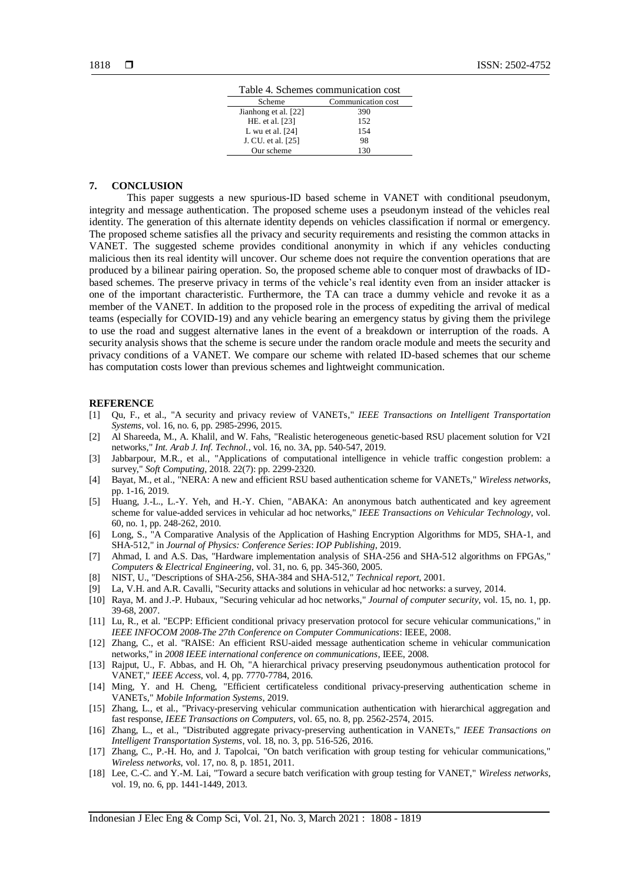Table 4. Schemes communication cost

| Scheme | Communication cost |
| --- | --- |
| Jianhong et al. [22] | 390 |
| HE. et al. [23] | 152 |
| L wu et al. [24] | 154 |
| J. CU. et al. [25] | 98 |
| Our scheme | 130 |

## 7. CONCLUSION

This paper suggests a new spurious-ID based scheme in VANET with conditional pseudonym, integrity and message authentication. The proposed scheme uses a pseudonym instead of the vehicles real identity. The generation of this alternate identity depends on vehicles classification if normal or emergency. The proposed scheme satisfies all the privacy and security requirements and resisting the common attacks in VANET. The suggested scheme provides conditional anonymity in which if any vehicles conducting malicious then its real identity will uncover. Our scheme does not require the convention operations that are produced by a bilinear pairing operation. So, the proposed scheme able to conquer most of drawbacks of ID-based schemes. The preserve privacy in terms of the vehicle's real identity even from an insider attacker is one of the important characteristic. Furthermore, the TA can trace a dummy vehicle and revoke it as a member of the VANET. In addition to the proposed role in the process of expediting the arrival of medical teams (especially for COVID-19) and any vehicle bearing an emergency status by giving them the privilege to use the road and suggest alternative lanes in the event of a breakdown or interruption of the roads. A security analysis shows that the scheme is secure under the random oracle module and meets the security and privacy conditions of a VANET. We compare our scheme with related ID-based schemes that our scheme has computation costs lower than previous schemes and lightweight communication.

## REFERENCE

[1] Qu, F., et al., "A security and privacy review of VANETs," *IEEE Transactions on Intelligent Transportation Systems*, vol. 16, no. 6, pp. 2985-2996, 2015.

[2] Al Shareeda, M., A. Khalil, and W. Fahs, "Realistic heterogeneous genetic-based RSU placement solution for V2I networks," *Int. Arab J. Inf. Technol.*, vol. 16, no. 3A, pp. 540-547, 2019.

[3] Jabbarpour, M.R., et al., "Applications of computational intelligence in vehicle traffic congestion problem: a survey," *Soft Computing*, 2018. 22(7): pp. 2299-2320.

[4] Bayat, M., et al., "NERA: A new and efficient RSU based authentication scheme for VANETs," *Wireless networks*, pp. 1-16, 2019.

[5] Huang, J.-L., L.-Y. Yeh, and H.-Y. Chien, "ABAKA: An anonymous batch authenticated and key agreement scheme for value-added services in vehicular ad hoc networks," *IEEE Transactions on Vehicular Technology*, vol. 60, no. 1, pp. 248-262, 2010.

[6] Long, S., "A Comparative Analysis of the Application of Hashing Encryption Algorithms for MD5, SHA-1, and SHA-512," in *Journal of Physics: Conference Series*: *IOP Publishing*, 2019.

[7] Ahmad, I. and A.S. Das, "Hardware implementation analysis of SHA-256 and SHA-512 algorithms on FPGAs," *Computers & Electrical Engineering*, vol. 31, no. 6, pp. 345-360, 2005.

[8] NIST, U., "Descriptions of SHA-256, SHA-384 and SHA-512," *Technical report*, 2001.

[9] La, V.H. and A.R. Cavalli, "Security attacks and solutions in vehicular ad hoc networks: a survey, 2014.

[10] Raya, M. and J.-P. Hubaux, "Securing vehicular ad hoc networks," *Journal of computer security*, vol. 15, no. 1, pp. 39-68, 2007.

[11] Lu, R., et al. "ECPP: Efficient conditional privacy preservation protocol for secure vehicular communications," in *IEEE INFOCOM 2008-The 27th Conference on Computer Communications*: IEEE, 2008.

[12] Zhang, C., et al. "RAISE: An efficient RSU-aided message authentication scheme in vehicular communication networks," in *2008 IEEE international conference on communications*, IEEE, 2008.

[13] Rajput, U., F. Abbas, and H. Oh, "A hierarchical privacy preserving pseudonymous authentication protocol for VANET," *IEEE Access*, vol. 4, pp. 7770-7784, 2016.

[14] Ming, Y. and H. Cheng, "Efficient certificateless conditional privacy-preserving authentication scheme in VANETs," *Mobile Information Systems*, 2019.

[15] Zhang, L., et al., "Privacy-preserving vehicular communication authentication with hierarchical aggregation and fast response, *IEEE Transactions on Computers*, vol. 65, no. 8, pp. 2562-2574, 2015.

[16] Zhang, L., et al., "Distributed aggregate privacy-preserving authentication in VANETs," *IEEE Transactions on Intelligent Transportation Systems*, vol. 18, no. 3, pp. 516-526, 2016.

[17] Zhang, C., P.-H. Ho, and J. Tapolcai, "On batch verification with group testing for vehicular communications," *Wireless networks*, vol. 17, no. 8, p. 1851, 2011.

[18] Lee, C.-C. and Y.-M. Lai, "Toward a secure batch verification with group testing for VANET," *Wireless networks*, vol. 19, no. 6, pp. 1441-1449, 2013.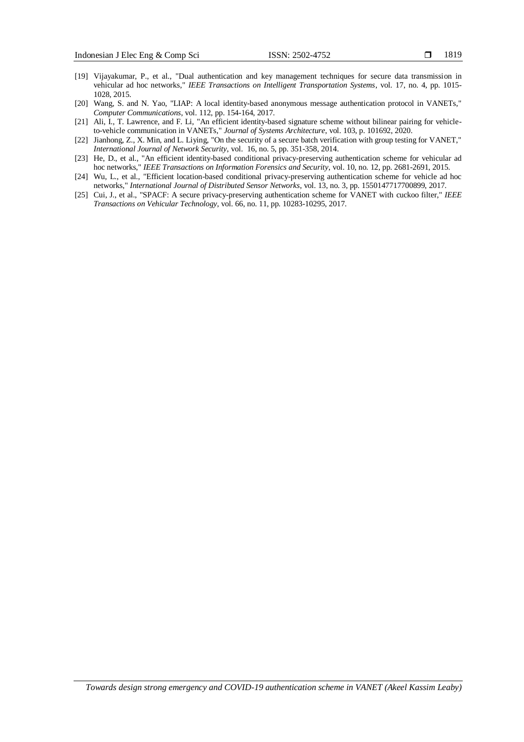[19] Vijayakumar, P., et al., "Dual authentication and key management techniques for secure data transmission in vehicular ad hoc networks," *IEEE Transactions on Intelligent Transportation Systems*, vol. 17, no. 4, pp. 1015-1028, 2015.

[20] Wang, S. and N. Yao, "LIAP: A local identity-based anonymous message authentication protocol in VANETs," *Computer Communications*, vol. 112, pp. 154-164, 2017.

[21] Ali, I., T. Lawrence, and F. Li, "An efficient identity-based signature scheme without bilinear pairing for vehicle-to-vehicle communication in VANETs," *Journal of Systems Architecture*, vol. 103, p. 101692, 2020.

[22] Jianhong, Z., X. Min, and L. Liying, "On the security of a secure batch verification with group testing for VANET," *International Journal of Network Security*, vol. 16, no. 5, pp. 351-358, 2014.

[23] He, D., et al., "An efficient identity-based conditional privacy-preserving authentication scheme for vehicular ad hoc networks," *IEEE Transactions on Information Forensics and Security*, vol. 10, no. 12, pp. 2681-2691, 2015.

[24] Wu, L., et al., "Efficient location-based conditional privacy-preserving authentication scheme for vehicle ad hoc networks," *International Journal of Distributed Sensor Networks*, vol. 13, no. 3, pp. 1550147717700899, 2017.

[25] Cui, J., et al., "SPACF: A secure privacy-preserving authentication scheme for VANET with cuckoo filter," *IEEE Transactions on Vehicular Technology*, vol. 66, no. 11, pp. 10283-10295, 2017.